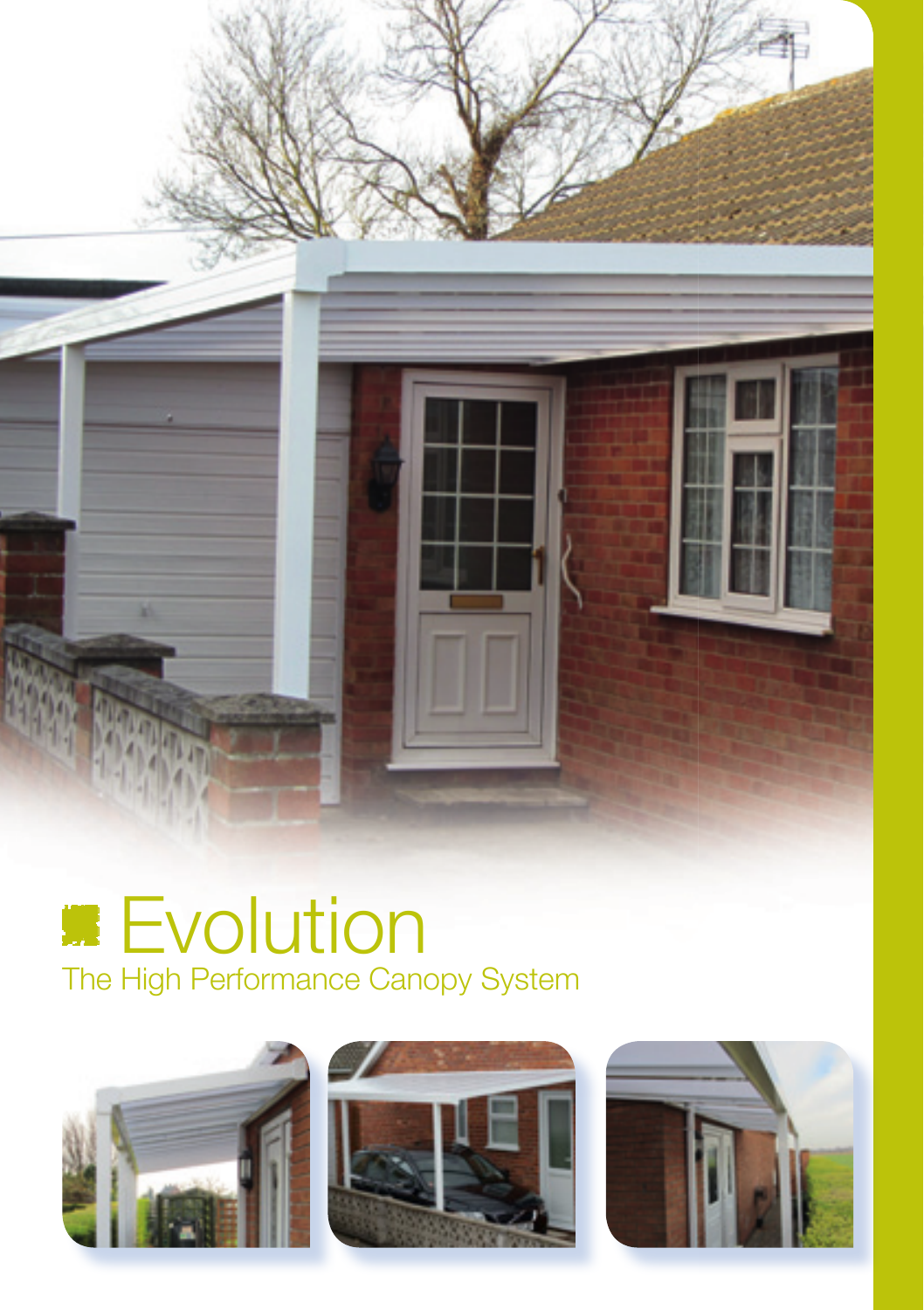# Evolution

## The High Performance Canopy System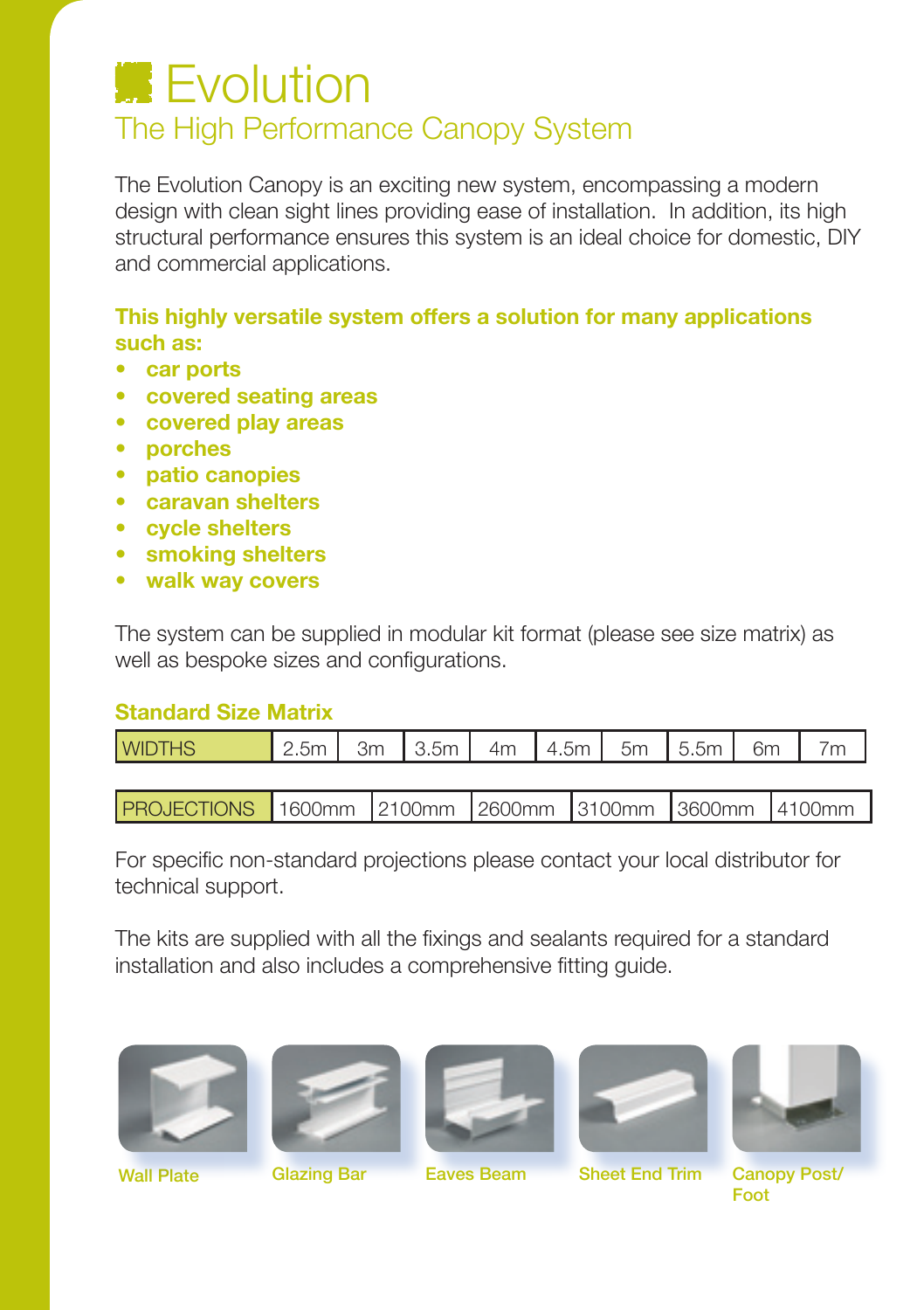# Evolution

## The High Performance Canopy System

The Evolution Canopy is an exciting new system, encompassing a modern design with clean sight lines providing ease of installation. In addition, its high structural performance ensures this system is an ideal choice for domestic, DIY and commercial applications.

**This highly versatile system offers a solution for many applications such as:**

- **car ports**
- **covered seating areas**
- **covered play areas**
- **porches**
- **patio canopies**
- **caravan shelters**
- **cycle shelters**
- **smoking shelters**
- **walk way covers**

The system can be supplied in modular kit format (please see size matrix) as well as bespoke sizes and configurations.

**Standard Size Matrix**

| WIDTHS | 2.5m | 3m | 3.5m | 4m | 4.5m | 5m | 5.5m | 6m | 7m |
|---|---|---|---|---|---|---|---|---|---|

| PROJECTIONS | 1600mm | 2100mm | 2600mm | 3100mm | 3600mm | 4100mm |
|---|---|---|---|---|---|---|

For specific non-standard projections please contact your local distributor for technical support.

The kits are supplied with all the fixings and sealants required for a standard installation and also includes a comprehensive fitting guide.

Wall Plate

Glazing Bar

Eaves Beam

Sheet End Trim

Canopy Post/ Foot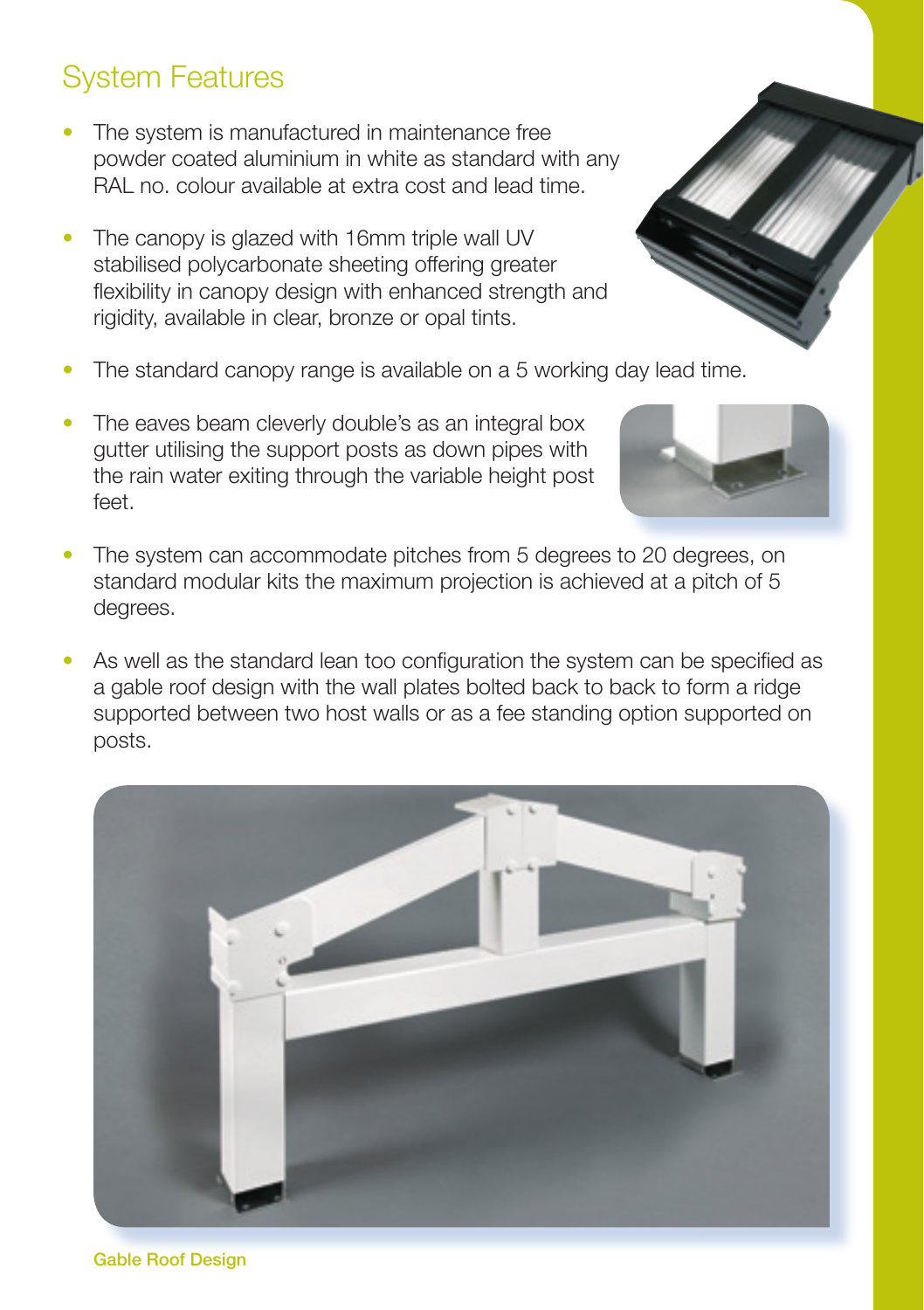## System Features

- The system is manufactured in maintenance free powder coated aluminium in white as standard with any RAL no. colour available at extra cost and lead time.
- The canopy is glazed with 16mm triple wall UV stabilised polycarbonate sheeting offering greater flexibility in canopy design with enhanced strength and rigidity, available in clear, bronze or opal tints.
- The standard canopy range is available on a 5 working day lead time.
- The eaves beam cleverly double's as an integral box gutter utilising the support posts as down pipes with the rain water exiting through the variable height post feet.
- The system can accommodate pitches from 5 degrees to 20 degrees, on standard modular kits the maximum projection is achieved at a pitch of 5 degrees.
- As well as the standard lean too configuration the system can be specified as a gable roof design with the wall plates bolted back to back to form a ridge supported between two host walls or as a fee standing option supported on posts.

Gable Roof Design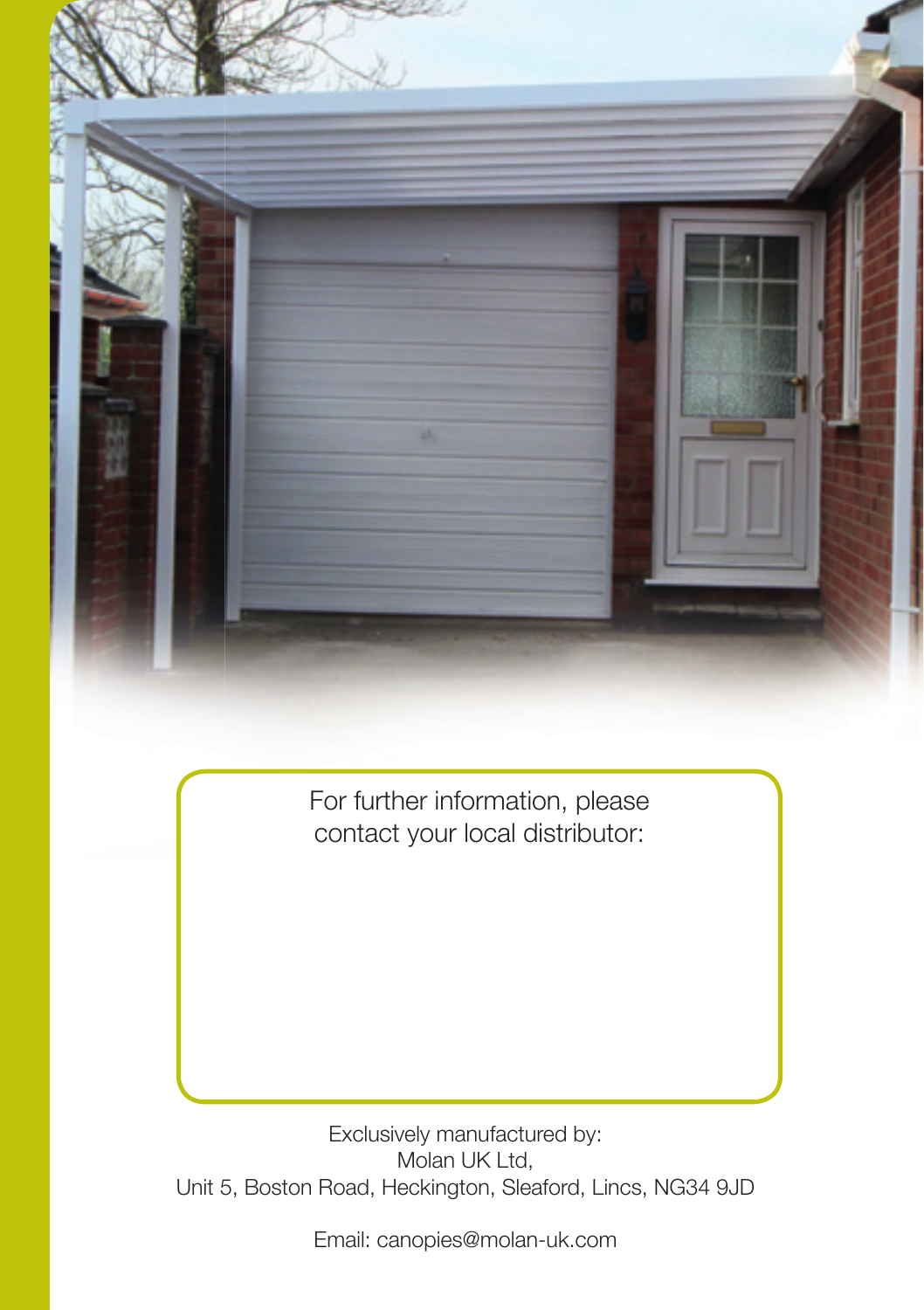For further information, please
contact your local distributor:

Exclusively manufactured by:
Molan UK Ltd,
Unit 5, Boston Road, Heckington, Sleaford, Lincs, NG34 9JD

Email: canopies@molan-uk.com